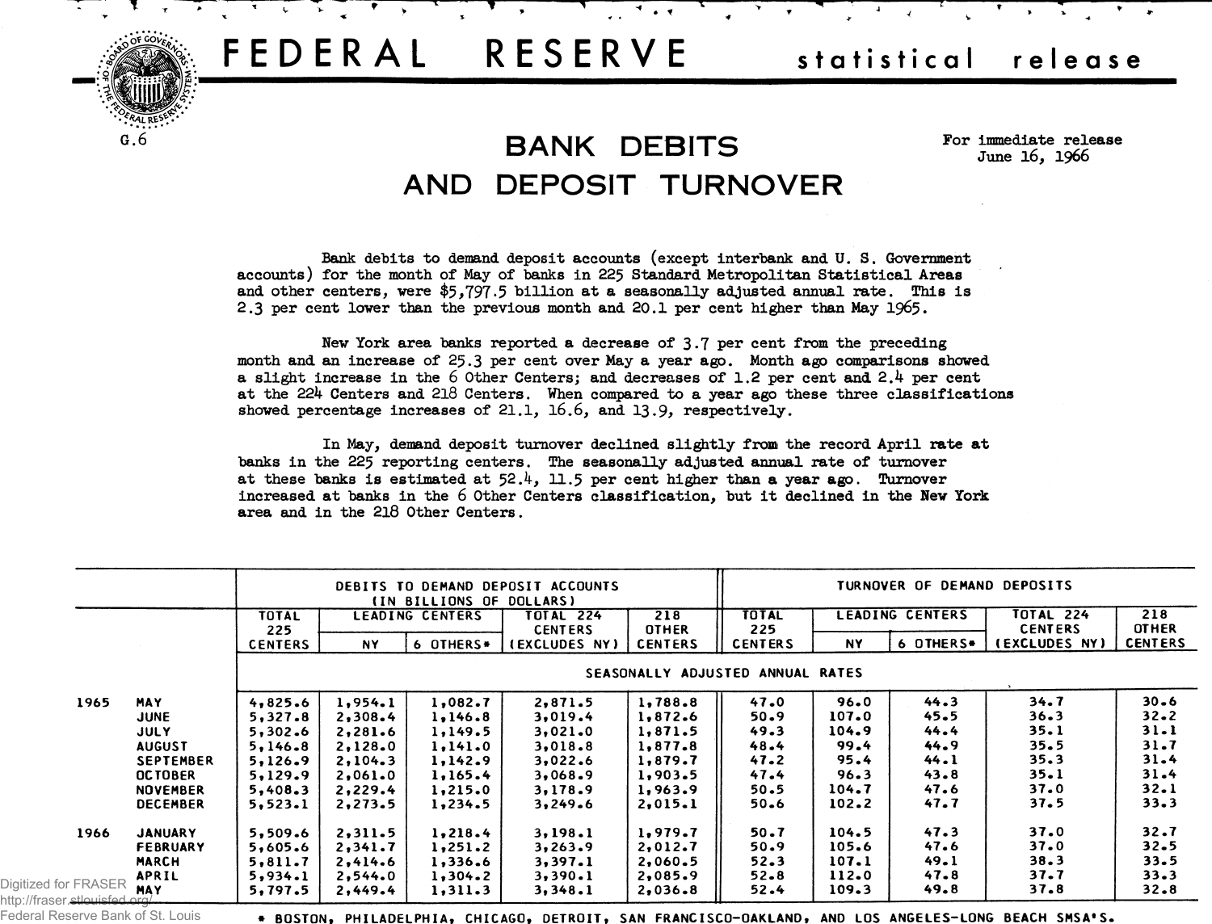# FEDERAL RESERVE statistical release

G.6

## BANK DEBITS AND DEPOSIT TURNOVER

For immediate release
June 16, 1966

Bank debits to demand deposit accounts (except interbank and U. S. Government accounts) for the month of May of banks in 225 Standard Metropolitan Statistical Areas and other centers, were $5,797.5 billion at a seasonally adjusted annual rate. This is 2.3 per cent lower than the previous month and 20.1 per cent higher than May 1965.

New York area banks reported a decrease of 3.7 per cent from the preceding month and an increase of 25.3 per cent over May a year ago. Month ago comparisons showed a slight increase in the 6 Other Centers; and decreases of 1.2 per cent and 2.4 per cent at the 224 Centers and 218 Centers. When compared to a year ago these three classifications showed percentage increases of 21.1, 16.6, and 13.9, respectively.

In May, demand deposit turnover declined slightly from the record April rate at banks in the 225 reporting centers. The seasonally adjusted annual rate of turnover at these banks is estimated at 52.4, 11.5 per cent higher than a year ago. Turnover increased at banks in the 6 Other Centers classification, but it declined in the New York area and in the 218 Other Centers.

| | | DEBITS TO DEMAND DEPOSIT ACCOUNTS (IN BILLIONS OF DOLLARS) | | | | | TURNOVER OF DEMAND DEPOSITS | | | | |
|---|---|---|---|---|---|---|---|---|---|---|---|
| | | TOTAL 225 CENTERS | LEADING CENTERS | | TOTAL 224 CENTERS (EXCLUDES NY) | 218 OTHER CENTERS | TOTAL 225 CENTERS | LEADING CENTERS | | TOTAL 224 CENTERS (EXCLUDES NY) | 218 OTHER CENTERS |
| | | | NY | 6 OTHERS* | | | | NY | 6 OTHERS* | | |
| | | SEASONALLY ADJUSTED ANNUAL RATES | | | | | | | | | |
| 1965 | MAY | 4,825.6 | 1,954.1 | 1,082.7 | 2,871.5 | 1,788.8 | 47.0 | 96.0 | 44.3 | 34.7 | 30.6 |
| | JUNE | 5,327.8 | 2,308.4 | 1,146.8 | 3,019.4 | 1,872.6 | 50.9 | 107.0 | 45.5 | 36.3 | 32.2 |
| | JULY | 5,302.6 | 2,281.6 | 1,149.5 | 3,021.0 | 1,871.5 | 49.3 | 104.9 | 44.4 | 35.1 | 31.1 |
| | AUGUST | 5,146.8 | 2,128.0 | 1,141.0 | 3,018.8 | 1,877.8 | 48.4 | 99.4 | 44.9 | 35.5 | 31.7 |
| | SEPTEMBER | 5,126.9 | 2,104.3 | 1,142.9 | 3,022.6 | 1,879.7 | 47.2 | 95.4 | 44.1 | 35.3 | 31.4 |
| | OCTOBER | 5,129.9 | 2,061.0 | 1,165.4 | 3,068.9 | 1,903.5 | 47.4 | 96.3 | 43.8 | 35.1 | 31.4 |
| | NOVEMBER | 5,408.3 | 2,229.4 | 1,215.0 | 3,178.9 | 1,963.9 | 50.5 | 104.7 | 47.6 | 37.0 | 32.1 |
| | DECEMBER | 5,523.1 | 2,273.5 | 1,234.5 | 3,249.6 | 2,015.1 | 50.6 | 102.2 | 47.7 | 37.5 | 33.3 |
| 1966 | JANUARY | 5,509.6 | 2,311.5 | 1,218.4 | 3,198.1 | 1,979.7 | 50.7 | 104.5 | 47.3 | 37.0 | 32.7 |
| | FEBRUARY | 5,605.6 | 2,341.7 | 1,251.2 | 3,263.9 | 2,012.7 | 50.9 | 105.6 | 47.6 | 37.0 | 32.5 |
| | MARCH | 5,811.7 | 2,414.6 | 1,336.6 | 3,397.1 | 2,060.5 | 52.3 | 107.1 | 49.1 | 38.3 | 33.5 |
| | APRIL | 5,934.1 | 2,544.0 | 1,304.2 | 3,390.1 | 2,085.9 | 52.8 | 112.0 | 47.8 | 37.7 | 33.3 |
| | MAY | 5,797.5 | 2,449.4 | 1,311.3 | 3,348.1 | 2,036.8 | 52.4 | 109.3 | 49.8 | 37.8 | 32.8 |

* BOSTON, PHILADELPHIA, CHICAGO, DETROIT, SAN FRANCISCO-OAKLAND, AND LOS ANGELES-LONG BEACH SMSA'S.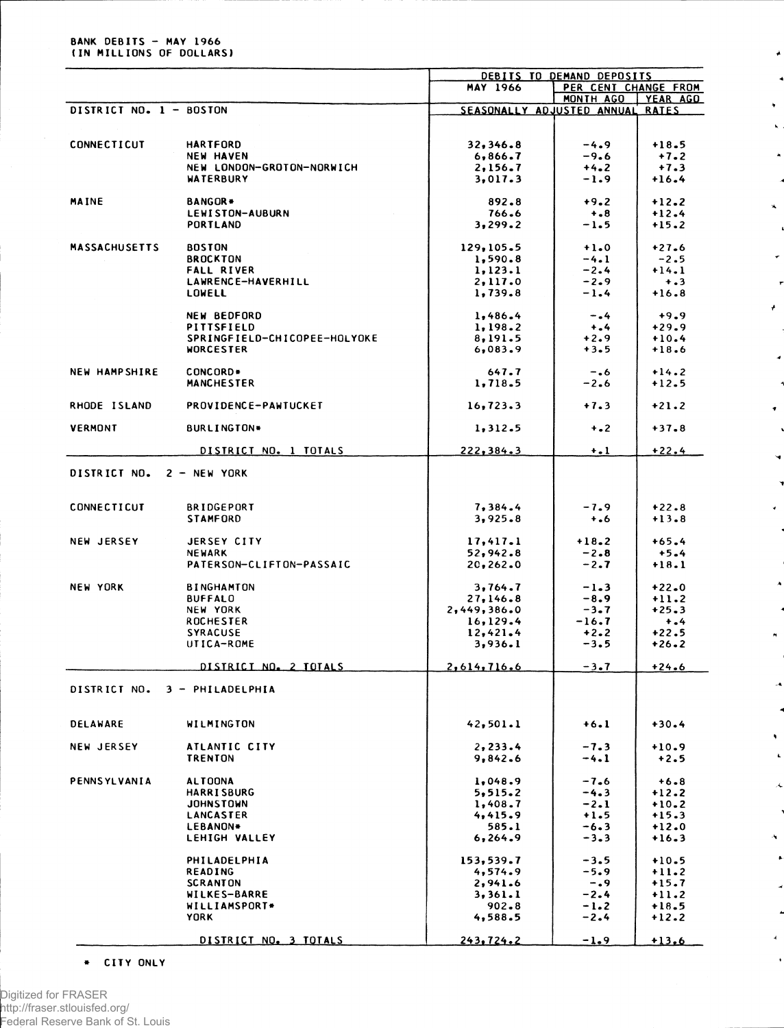BANK DEBITS – MAY 1966
(IN MILLIONS OF DOLLARS)

| | | DEBITS TO DEMAND DEPOSITS | | |
|---|---|---|---|---|
| | | MAY 1966 | PER CENT CHANGE FROM | |
| | | | MONTH AGO | YEAR AGO |
| DISTRICT NO. 1 – BOSTON | | SEASONALLY ADJUSTED ANNUAL RATES | | |
| CONNECTICUT | HARTFORD | 32,346.8 | -4.9 | +18.5 |
| | NEW HAVEN | 6,866.7 | -9.6 | +7.2 |
| | NEW LONDON-GROTON-NORWICH | 2,156.7 | +4.2 | +7.3 |
| | WATERBURY | 3,017.3 | -1.9 | +16.4 |
| MAINE | BANGOR* | 892.8 | +9.2 | +12.2 |
| | LEWISTON-AUBURN | 766.6 | +.8 | +12.4 |
| | PORTLAND | 3,299.2 | -1.5 | +15.2 |
| MASSACHUSETTS | BOSTON | 129,105.5 | +1.0 | +27.6 |
| | BROCKTON | 1,590.8 | -4.1 | -2.5 |
| | FALL RIVER | 1,123.1 | -2.4 | +14.1 |
| | LAWRENCE-HAVERHILL | 2,117.0 | -2.9 | +.3 |
| | LOWELL | 1,739.8 | -1.4 | +16.8 |
| | NEW BEDFORD | 1,486.4 | -.4 | +9.9 |
| | PITTSFIELD | 1,198.2 | +.4 | +29.9 |
| | SPRINGFIELD-CHICOPEE-HOLYOKE | 8,191.5 | +2.9 | +10.4 |
| | WORCESTER | 6,083.9 | +3.5 | +18.6 |
| NEW HAMPSHIRE | CONCORD* | 647.7 | -.6 | +14.2 |
| | MANCHESTER | 1,718.5 | -2.6 | +12.5 |
| RHODE ISLAND | PROVIDENCE-PAWTUCKET | 16,723.3 | +7.3 | +21.2 |
| VERMONT | BURLINGTON* | 1,312.5 | +.2 | +37.8 |
| | DISTRICT NO. 1 TOTALS | 222,384.3 | +.1 | +22.4 |
| DISTRICT NO. 2 – NEW YORK | | | | |
| CONNECTICUT | BRIDGEPORT | 7,384.4 | -7.9 | +22.8 |
| | STAMFORD | 3,925.8 | +.6 | +13.8 |
| NEW JERSEY | JERSEY CITY | 17,417.1 | +18.2 | +65.4 |
| | NEWARK | 52,942.8 | -2.8 | +5.4 |
| | PATERSON-CLIFTON-PASSAIC | 20,262.0 | -2.7 | +18.1 |
| NEW YORK | BINGHAMTON | 3,764.7 | -1.3 | +22.0 |
| | BUFFALO | 27,146.8 | -8.9 | +11.2 |
| | NEW YORK | 2,449,386.0 | -3.7 | +25.3 |
| | ROCHESTER | 16,129.4 | -16.7 | +.4 |
| | SYRACUSE | 12,421.4 | +2.2 | +22.5 |
| | UTICA-ROME | 3,936.1 | -3.5 | +26.2 |
| | DISTRICT NO. 2 TOTALS | 2,614,716.6 | -3.7 | +24.6 |
| DISTRICT NO. 3 – PHILADELPHIA | | | | |
| DELAWARE | WILMINGTON | 42,501.1 | +6.1 | +30.4 |
| NEW JERSEY | ATLANTIC CITY | 2,233.4 | -7.3 | +10.9 |
| | TRENTON | 9,842.6 | -4.1 | +2.5 |
| PENNSYLVANIA | ALTOONA | 1,048.9 | -7.6 | +6.8 |
| | HARRISBURG | 5,515.2 | -4.3 | +12.2 |
| | JOHNSTOWN | 1,408.7 | -2.1 | +10.2 |
| | LANCASTER | 4,415.9 | +1.5 | +15.3 |
| | LEBANON* | 585.1 | -6.3 | +12.0 |
| | LEHIGH VALLEY | 6,264.9 | -3.3 | +16.3 |
| | PHILADELPHIA | 153,539.7 | -3.5 | +10.5 |
| | READING | 4,574.9 | -5.9 | +11.2 |
| | SCRANTON | 2,941.6 | -.9 | +15.7 |
| | WILKES-BARRE | 3,361.1 | -2.4 | +11.2 |
| | WILLIAMSPORT* | 902.8 | -1.2 | +18.5 |
| | YORK | 4,588.5 | -2.4 | +12.2 |
| | DISTRICT NO. 3 TOTALS | 243,724.2 | -1.9 | +13.6 |

* CITY ONLY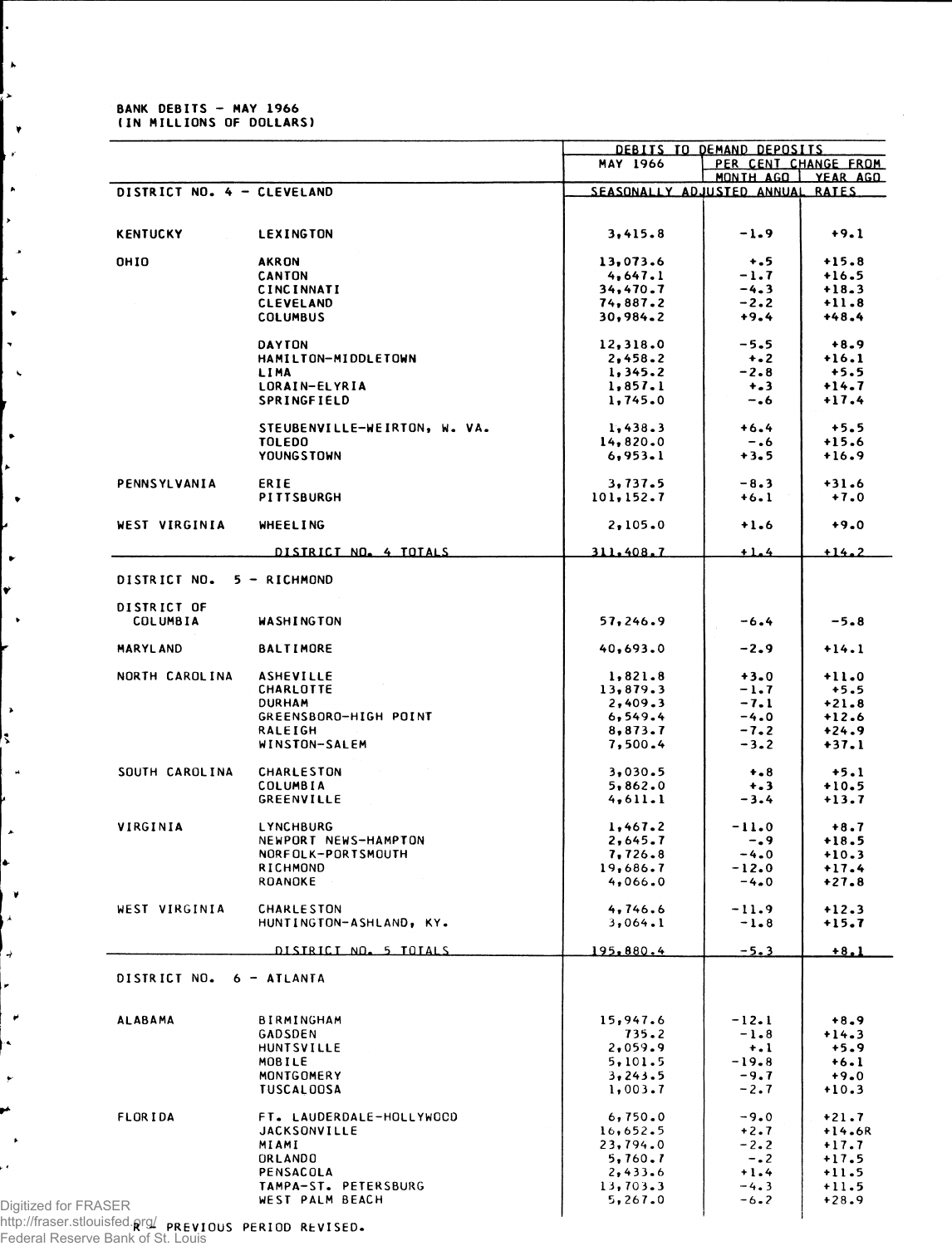BANK DEBITS - MAY 1966
(IN MILLIONS OF DOLLARS)

| | | DEBITS TO DEMAND DEPOSITS | | |
|---|---|---|---|---|
| | | MAY 1966 | PER CENT CHANGE FROM | |
| | | | MONTH AGO | YEAR AGO |
| DISTRICT NO. 4 - CLEVELAND | | SEASONALLY ADJUSTED ANNUAL RATES | | |
| KENTUCKY | LEXINGTON | 3,415.8 | -1.9 | +9.1 |
| OHIO | AKRON | 13,073.6 | +.5 | +15.8 |
| | CANTON | 4,647.1 | -1.7 | +16.5 |
| | CINCINNATI | 34,470.7 | -4.3 | +18.3 |
| | CLEVELAND | 74,887.2 | -2.2 | +11.8 |
| | COLUMBUS | 30,984.2 | +9.4 | +48.4 |
| | DAYTON | 12,318.0 | -5.5 | +8.9 |
| | HAMILTON-MIDDLETOWN | 2,458.2 | +.2 | +16.1 |
| | LIMA | 1,345.2 | -2.8 | +5.5 |
| | LORAIN-ELYRIA | 1,857.1 | +.3 | +14.7 |
| | SPRINGFIELD | 1,745.0 | -.6 | +17.4 |
| | STEUBENVILLE-WEIRTON, W. VA. | 1,438.3 | +6.4 | +5.5 |
| | TOLEDO | 14,820.0 | -.6 | +15.6 |
| | YOUNGSTOWN | 6,953.1 | +3.5 | +16.9 |
| PENNSYLVANIA | ERIE | 3,737.5 | -8.3 | +31.6 |
| | PITTSBURGH | 101,152.7 | +6.1 | +7.0 |
| WEST VIRGINIA | WHEELING | 2,105.0 | +1.6 | +9.0 |
| | DISTRICT NO. 4 TOTALS | 311,408.7 | +1.4 | +14.2 |
| DISTRICT NO. 5 - RICHMOND | | | | |
| DISTRICT OF COLUMBIA | WASHINGTON | 57,246.9 | -6.4 | -5.8 |
| MARYLAND | BALTIMORE | 40,693.0 | -2.9 | +14.1 |
| NORTH CAROLINA | ASHEVILLE | 1,821.8 | +3.0 | +11.0 |
| | CHARLOTTE | 13,879.3 | -1.7 | +5.5 |
| | DURHAM | 2,409.3 | -7.1 | +21.8 |
| | GREENSBORO-HIGH POINT | 6,549.4 | -4.0 | +12.6 |
| | RALEIGH | 8,873.7 | -7.2 | +24.9 |
| | WINSTON-SALEM | 7,500.4 | -3.2 | +37.1 |
| SOUTH CAROLINA | CHARLESTON | 3,030.5 | +.8 | +5.1 |
| | COLUMBIA | 5,862.0 | +.3 | +10.5 |
| | GREENVILLE | 4,611.1 | -3.4 | +13.7 |
| VIRGINIA | LYNCHBURG | 1,467.2 | -11.0 | +8.7 |
| | NEWPORT NEWS-HAMPTON | 2,645.7 | -.9 | +18.5 |
| | NORFOLK-PORTSMOUTH | 7,726.8 | -4.0 | +10.3 |
| | RICHMOND | 19,686.7 | -12.0 | +17.4 |
| | ROANOKE | 4,066.0 | -4.0 | +27.8 |
| WEST VIRGINIA | CHARLESTON | 4,746.6 | -11.9 | +12.3 |
| | HUNTINGTON-ASHLAND, KY. | 3,064.1 | -1.8 | +15.7 |
| | DISTRICT NO. 5 TOTALS | 195,880.4 | -5.3 | +8.1 |
| DISTRICT NO. 6 - ATLANTA | | | | |
| ALABAMA | BIRMINGHAM | 15,947.6 | -12.1 | +8.9 |
| | GADSDEN | 735.2 | -1.8 | +14.3 |
| | HUNTSVILLE | 2,059.9 | +.1 | +5.9 |
| | MOBILE | 5,101.5 | -19.8 | +6.1 |
| | MONTGOMERY | 3,243.5 | -9.7 | +9.0 |
| | TUSCALOOSA | 1,003.7 | -2.7 | +10.3 |
| FLORIDA | FT. LAUDERDALE-HOLLYWOOD | 6,750.0 | -9.0 | +21.7 |
| | JACKSONVILLE | 16,652.5 | +2.7 | +14.6R |
| | MIAMI | 23,794.0 | -2.2 | +17.7 |
| | ORLANDO | 5,760.7 | -.2 | +17.5 |
| | PENSACOLA | 2,433.6 | +1.4 | +11.5 |
| | TAMPA-ST. PETERSBURG | 13,703.3 | -4.3 | +11.5 |
| | WEST PALM BEACH | 5,267.0 | -6.2 | +28.9 |

R - PREVIOUS PERIOD REVISED.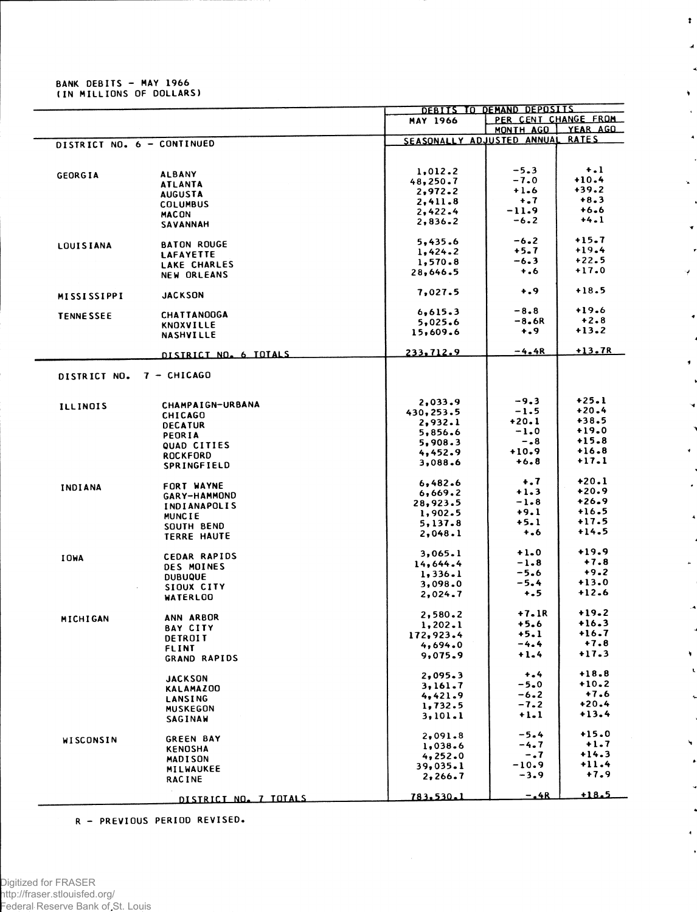BANK DEBITS - MAY 1966
(IN MILLIONS OF DOLLARS)

| | | DEBITS TO DEMAND DEPOSITS | | |
|---|---|---|---|---|
| | | MAY 1966 | PER CENT CHANGE FROM | |
| | | | MONTH AGO | YEAR AGO |
| DISTRICT NO. 6 - CONTINUED | | SEASONALLY ADJUSTED ANNUAL RATES | | |
| GEORGIA | ALBANY | 1,012.2 | -5.3 | +.1 |
| | ATLANTA | 48,250.7 | -7.0 | +10.4 |
| | AUGUSTA | 2,972.2 | +1.6 | +39.2 |
| | COLUMBUS | 2,411.8 | +.7 | +8.3 |
| | MACON | 2,422.4 | -11.9 | +6.6 |
| | SAVANNAH | 2,836.2 | -6.2 | +4.1 |
| LOUISIANA | BATON ROUGE | 5,435.6 | -6.2 | +15.7 |
| | LAFAYETTE | 1,424.2 | +5.7 | +19.4 |
| | LAKE CHARLES | 1,570.8 | -6.3 | +22.5 |
| | NEW ORLEANS | 28,646.5 | +.6 | +17.0 |
| MISSISSIPPI | JACKSON | 7,027.5 | +.9 | +18.5 |
| TENNESSEE | CHATTANOOGA | 6,615.3 | -8.8 | +19.6 |
| | KNOXVILLE | 5,025.6 | -8.6R | +2.8 |
| | NASHVILLE | 15,609.6 | +.9 | +13.2 |
| | DISTRICT NO. 6 TOTALS | 233,712.9 | -4.4R | +13.7R |
| DISTRICT NO. 7 - CHICAGO | | | | |
| ILLINOIS | CHAMPAIGN-URBANA | 2,033.9 | -9.3 | +25.1 |
| | CHICAGO | 430,253.5 | -1.5 | +20.4 |
| | DECATUR | 2,932.1 | +20.1 | +38.5 |
| | PEORIA | 5,856.6 | -1.0 | +19.0 |
| | QUAD CITIES | 5,908.3 | -.8 | +15.8 |
| | ROCKFORD | 4,452.9 | +10.9 | +16.8 |
| | SPRINGFIELD | 3,088.6 | +6.8 | +17.1 |
| INDIANA | FORT WAYNE | 6,482.6 | +.7 | +20.1 |
| | GARY-HAMMOND | 6,669.2 | +1.3 | +20.9 |
| | INDIANAPOLIS | 28,923.5 | -1.8 | +26.9 |
| | MUNCIE | 1,902.5 | +9.1 | +16.5 |
| | SOUTH BEND | 5,137.8 | +5.1 | +17.5 |
| | TERRE HAUTE | 2,048.1 | +.6 | +14.5 |
| IOWA | CEDAR RAPIDS | 3,065.1 | +1.0 | +19.9 |
| | DES MOINES | 14,644.4 | -1.8 | +7.8 |
| | DUBUQUE | 1,336.1 | -5.6 | +9.2 |
| | SIOUX CITY | 3,098.0 | -5.4 | +13.0 |
| | WATERLOO | 2,024.7 | +.5 | +12.6 |
| MICHIGAN | ANN ARBOR | 2,580.2 | +7.1R | +19.2 |
| | BAY CITY | 1,202.1 | +5.6 | +16.3 |
| | DETROIT | 172,923.4 | +5.1 | +16.7 |
| | FLINT | 4,694.0 | -4.4 | +7.8 |
| | GRAND RAPIDS | 9,075.9 | +1.4 | +17.3 |
| | JACKSON | 2,095.3 | +.4 | +18.8 |
| | KALAMAZOO | 3,161.7 | -5.0 | +10.2 |
| | LANSING | 4,421.9 | -6.2 | +7.6 |
| | MUSKEGON | 1,732.5 | -7.2 | +20.4 |
| | SAGINAW | 3,101.1 | +1.1 | +13.4 |
| WISCONSIN | GREEN BAY | 2,091.8 | -5.4 | +15.0 |
| | KENOSHA | 1,038.6 | -4.7 | +1.7 |
| | MADISON | 4,252.0 | -.7 | +14.3 |
| | MILWAUKEE | 39,035.1 | -10.9 | +11.4 |
| | RACINE | 2,266.7 | -3.9 | +7.9 |
| | DISTRICT NO. 7 TOTALS | 783,530.1 | -.4R | +18.5 |

R - PREVIOUS PERIOD REVISED.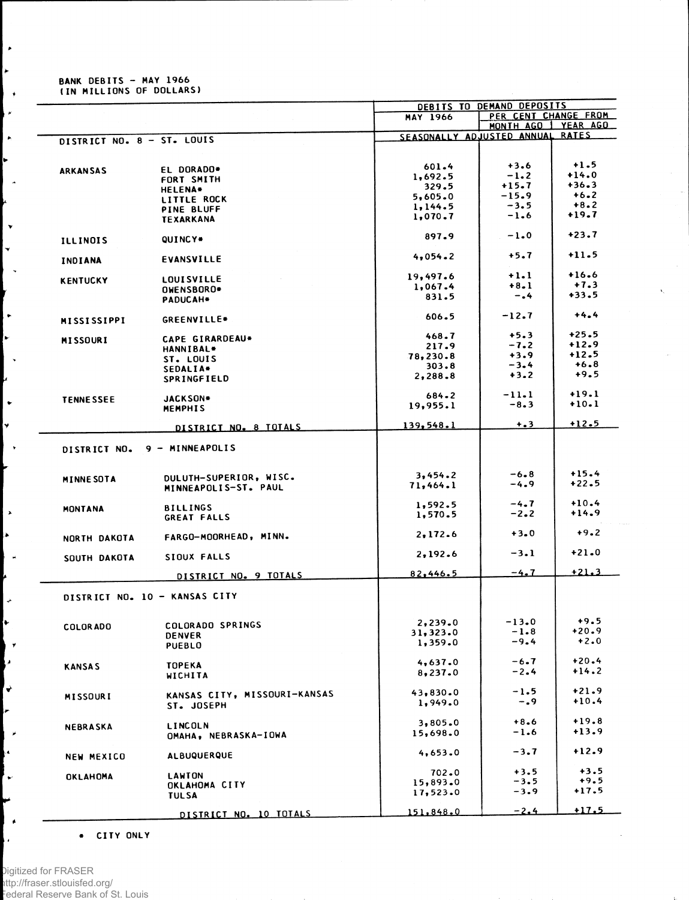BANK DEBITS - MAY 1966
(IN MILLIONS OF DOLLARS)

| | | DEBITS TO DEMAND DEPOSITS | | |
|---|---|---|---|---|
| | | MAY 1966 | PER CENT CHANGE FROM | |
| | | | MONTH AGO | YEAR AGO |
| DISTRICT NO. 8 - ST. LOUIS | | SEASONALLY ADJUSTED ANNUAL RATES | | |
| ARKANSAS | EL DORADO* | 601.4 | +3.6 | +1.5 |
| | FORT SMITH | 1,692.5 | -1.2 | +14.0 |
| | HELENA* | 329.5 | +15.7 | +36.3 |
| | LITTLE ROCK | 5,605.0 | -15.9 | +6.2 |
| | PINE BLUFF | 1,144.5 | -3.5 | +8.2 |
| | TEXARKANA | 1,070.7 | -1.6 | +19.7 |
| ILLINOIS | QUINCY* | 897.9 | -1.0 | +23.7 |
| INDIANA | EVANSVILLE | 4,054.2 | +5.7 | +11.5 |
| KENTUCKY | LOUISVILLE | 19,497.6 | +1.1 | +16.6 |
| | OWENSBORO* | 1,067.4 | +8.1 | +7.3 |
| | PADUCAH* | 831.5 | -.4 | +33.5 |
| MISSISSIPPI | GREENVILLE* | 606.5 | -12.7 | +4.4 |
| MISSOURI | CAPE GIRARDEAU* | 468.7 | +5.3 | +25.5 |
| | HANNIBAL* | 217.9 | -7.2 | +12.9 |
| | ST. LOUIS | 78,230.8 | +3.9 | +12.5 |
| | SEDALIA* | 303.8 | -3.4 | +6.8 |
| | SPRINGFIELD | 2,288.8 | +3.2 | +9.5 |
| TENNESSEE | JACKSON* | 684.2 | -11.1 | +19.1 |
| | MEMPHIS | 19,955.1 | -8.3 | +10.1 |
| | DISTRICT NO. 8 TOTALS | 139,548.1 | +.3 | +12.5 |
| DISTRICT NO. 9 - MINNEAPOLIS | | | | |
| MINNESOTA | DULUTH-SUPERIOR, WISC. | 3,454.2 | -6.8 | +15.4 |
| | MINNEAPOLIS-ST. PAUL | 71,464.1 | -4.9 | +22.5 |
| MONTANA | BILLINGS | 1,592.5 | -4.7 | +10.4 |
| | GREAT FALLS | 1,570.5 | -2.2 | +14.9 |
| NORTH DAKOTA | FARGO-MOORHEAD, MINN. | 2,172.6 | +3.0 | +9.2 |
| SOUTH DAKOTA | SIOUX FALLS | 2,192.6 | -3.1 | +21.0 |
| | DISTRICT NO. 9 TOTALS | 82,446.5 | -4.7 | +21.3 |
| DISTRICT NO. 10 - KANSAS CITY | | | | |
| COLORADO | COLORADO SPRINGS | 2,239.0 | -13.0 | +9.5 |
| | DENVER | 31,323.0 | -1.8 | +20.9 |
| | PUEBLO | 1,359.0 | -9.4 | +2.0 |
| KANSAS | TOPEKA | 4,637.0 | -6.7 | +20.4 |
| | WICHITA | 8,237.0 | -2.4 | +14.2 |
| MISSOURI | KANSAS CITY, MISSOURI-KANSAS | 43,830.0 | -1.5 | +21.9 |
| | ST. JOSEPH | 1,949.0 | -.9 | +10.4 |
| NEBRASKA | LINCOLN | 3,805.0 | +8.6 | +19.8 |
| | OMAHA, NEBRASKA-IOWA | 15,698.0 | -1.6 | +13.9 |
| NEW MEXICO | ALBUQUERQUE | 4,653.0 | -3.7 | +12.9 |
| OKLAHOMA | LAWTON | 702.0 | +3.5 | +3.5 |
| | OKLAHOMA CITY | 15,893.0 | -3.5 | +9.5 |
| | TULSA | 17,523.0 | -3.9 | +17.5 |
| | DISTRICT NO. 10 TOTALS | 151,848.0 | -2.4 | +17.5 |

* CITY ONLY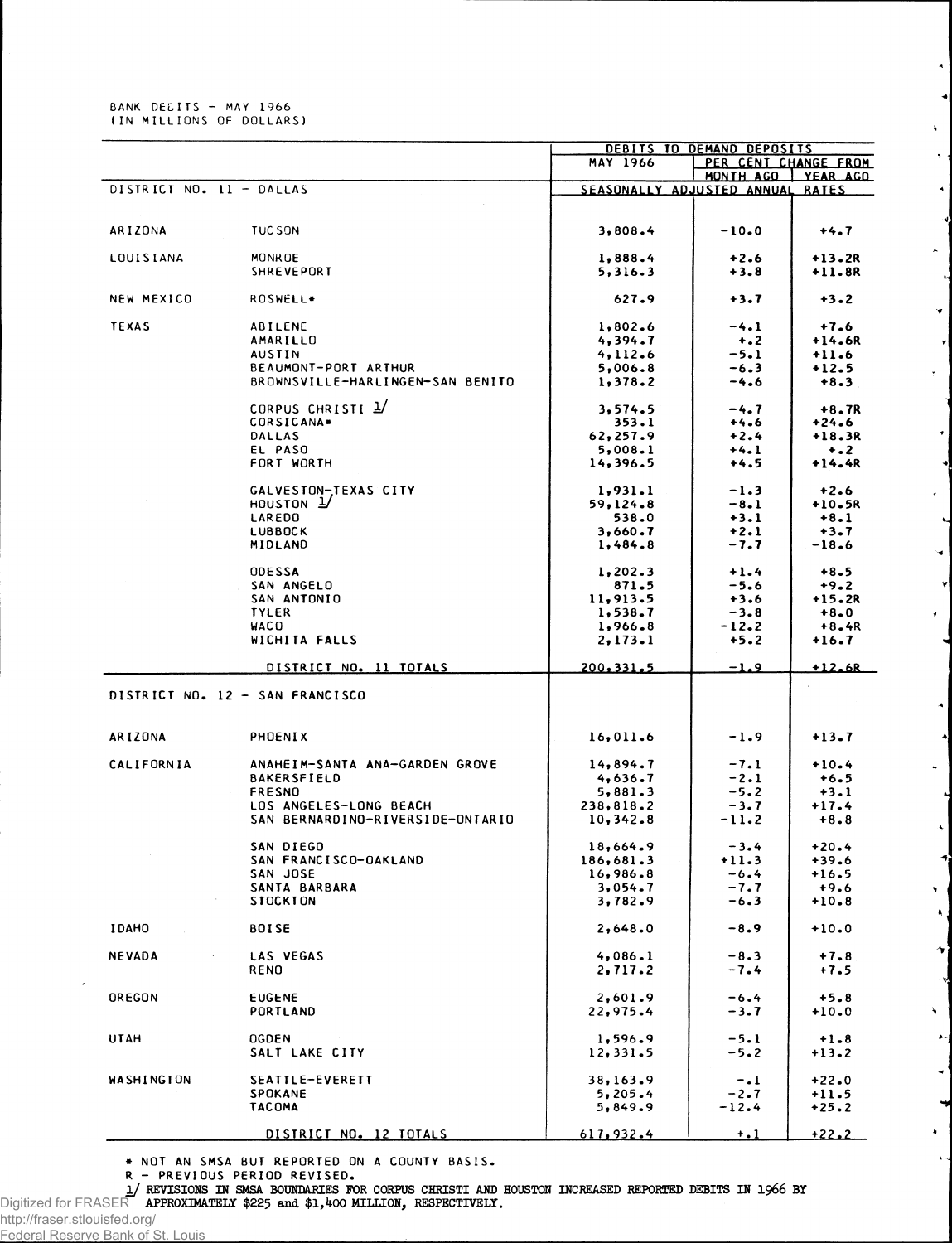BANK DEBITS - MAY 1966
(IN MILLIONS OF DOLLARS)

| | | DEBITS TO DEMAND DEPOSITS | | |
|---|---|---|---|---|
| | | MAY 1966 | PER CENT CHANGE FROM | |
| | | | MONTH AGO | YEAR AGO |
| DISTRICT NO. 11 - DALLAS | | SEASONALLY ADJUSTED ANNUAL RATES | | |
| ARIZONA | TUCSON | 3,808.4 | -10.0 | +4.7 |
| LOUISIANA | MONROE | 1,888.4 | +2.6 | +13.2R |
| | SHREVEPORT | 5,316.3 | +3.8 | +11.8R |
| NEW MEXICO | ROSWELL* | 627.9 | +3.7 | +3.2 |
| TEXAS | ABILENE | 1,802.6 | -4.1 | +7.6 |
| | AMARILLO | 4,394.7 | +.2 | +14.6R |
| | AUSTIN | 4,112.6 | -5.1 | +11.6 |
| | BEAUMONT-PORT ARTHUR | 5,006.8 | -6.3 | +12.5 |
| | BROWNSVILLE-HARLINGEN-SAN BENITO | 1,378.2 | -4.6 | +8.3 |
| | CORPUS CHRISTI 1/ | 3,574.5 | -4.7 | +8.7R |
| | CORSICANA* | 353.1 | +4.6 | +24.6 |
| | DALLAS | 62,257.9 | +2.4 | +18.3R |
| | EL PASO | 5,008.1 | +4.1 | +.2 |
| | FORT WORTH | 14,396.5 | +4.5 | +14.4R |
| | GALVESTON-TEXAS CITY | 1,931.1 | -1.3 | +2.6 |
| | HOUSTON 1/ | 59,124.8 | -8.1 | +10.5R |
| | LAREDO | 538.0 | +3.1 | +8.1 |
| | LUBBOCK | 3,660.7 | +2.1 | +3.7 |
| | MIDLAND | 1,484.8 | -7.7 | -18.6 |
| | ODESSA | 1,202.3 | +1.4 | +8.5 |
| | SAN ANGELO | 871.5 | -5.6 | +9.2 |
| | SAN ANTONIO | 11,913.5 | +3.6 | +15.2R |
| | TYLER | 1,538.7 | -3.8 | +8.0 |
| | WACO | 1,966.8 | -12.2 | +8.4R |
| | WICHITA FALLS | 2,173.1 | +5.2 | +16.7 |
| | DISTRICT NO. 11 TOTALS | 200,331.5 | -1.9 | +12.6R |
| DISTRICT NO. 12 - SAN FRANCISCO | | | | |
| ARIZONA | PHOENIX | 16,011.6 | -1.9 | +13.7 |
| CALIFORNIA | ANAHEIM-SANTA ANA-GARDEN GROVE | 14,894.7 | -7.1 | +10.4 |
| | BAKERSFIELD | 4,636.7 | -2.1 | +6.5 |
| | FRESNO | 5,881.3 | -5.2 | +3.1 |
| | LOS ANGELES-LONG BEACH | 238,818.2 | -3.7 | +17.4 |
| | SAN BERNARDINO-RIVERSIDE-ONTARIO | 10,342.8 | -11.2 | +8.8 |
| | SAN DIEGO | 18,664.9 | -3.4 | +20.4 |
| | SAN FRANCISCO-OAKLAND | 186,681.3 | +11.3 | +39.6 |
| | SAN JOSE | 16,986.8 | -6.4 | +16.5 |
| | SANTA BARBARA | 3,054.7 | -7.7 | +9.6 |
| | STOCKTON | 3,782.9 | -6.3 | +10.8 |
| IDAHO | BOISE | 2,648.0 | -8.9 | +10.0 |
| NEVADA | LAS VEGAS | 4,086.1 | -8.3 | +7.8 |
| | RENO | 2,717.2 | -7.4 | +7.5 |
| OREGON | EUGENE | 2,601.9 | -6.4 | +5.8 |
| | PORTLAND | 22,975.4 | -3.7 | +10.0 |
| UTAH | OGDEN | 1,596.9 | -5.1 | +1.8 |
| | SALT LAKE CITY | 12,331.5 | -5.2 | +13.2 |
| WASHINGTON | SEATTLE-EVERETT | 38,163.9 | -.1 | +22.0 |
| | SPOKANE | 5,205.4 | -2.7 | +11.5 |
| | TACOMA | 5,849.9 | -12.4 | +25.2 |
| | DISTRICT NO. 12 TOTALS | 617,932.4 | +.1 | +22.2 |

\* NOT AN SMSA BUT REPORTED ON A COUNTY BASIS.

R - PREVIOUS PERIOD REVISED.

1/ REVISIONS IN SMSA BOUNDARIES FOR CORPUS CHRISTI AND HOUSTON INCREASED REPORTED DEBITS IN 1966 BY APPROXIMATELY $225 and $1,400 MILLION, RESPECTIVELY.